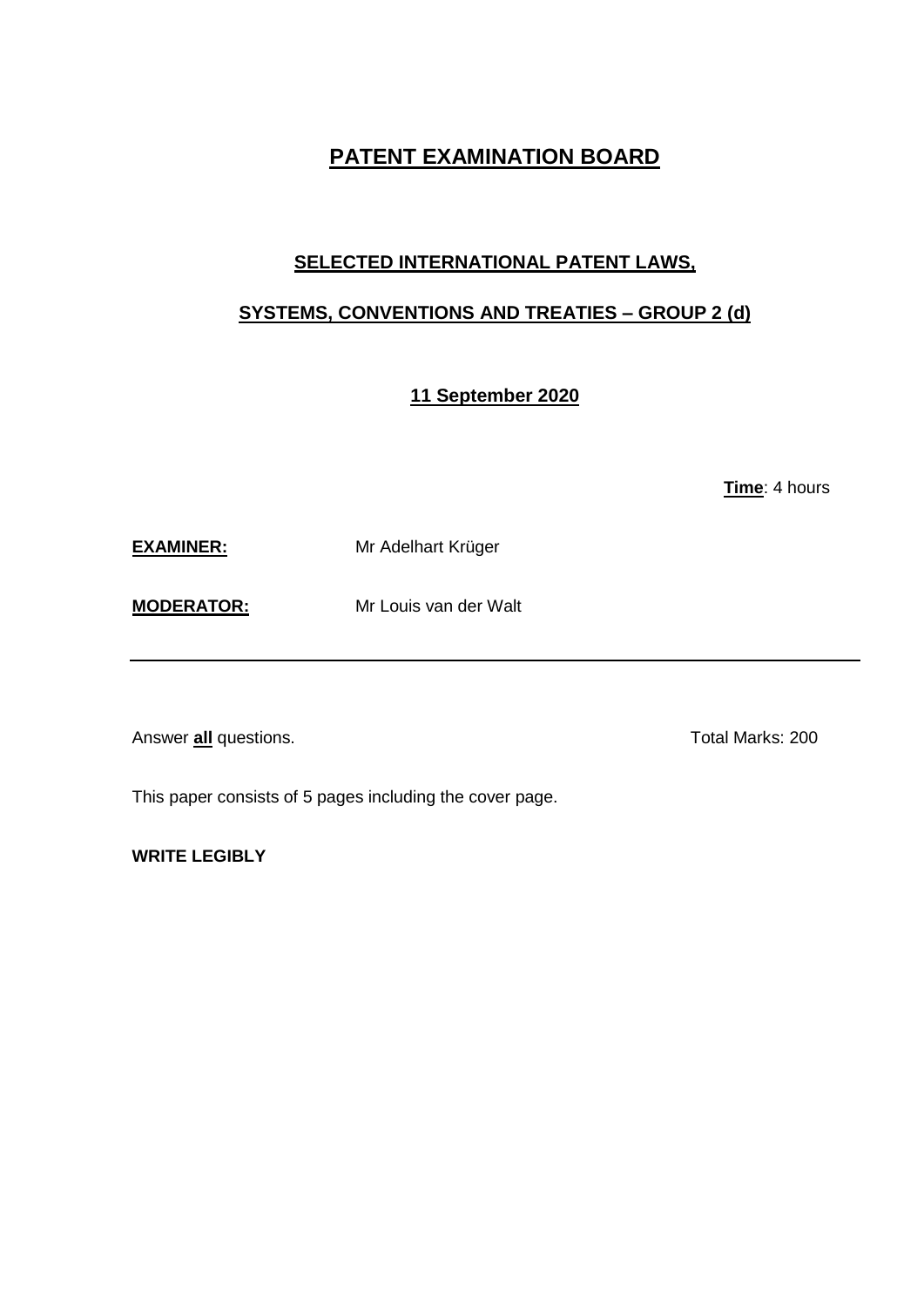# PATENT EXAMINATION BOARD

## SELECTED INTERNATIONAL PATENT LAWS,

## SYSTEMS, CONVENTIONS AND TREATIES – GROUP 2 (d)

**11 September 2020**

**Time**: 4 hours

**EXAMINER:** Mr Adelhart Krüger

**MODERATOR:** Mr Louis van der Walt

---

Answer **all** questions. Total Marks: 200

This paper consists of 5 pages including the cover page.

**WRITE LEGIBLY**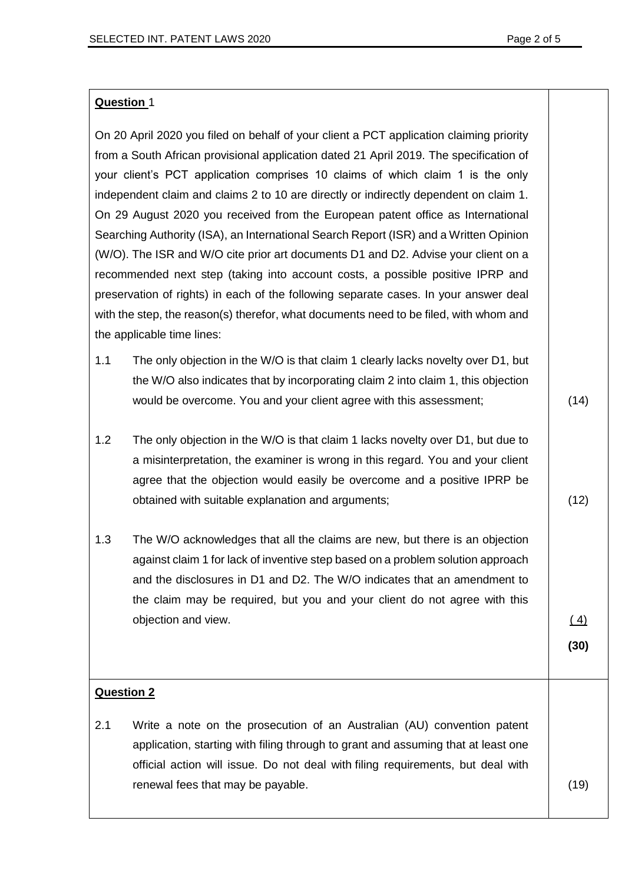**Question 1**

On 20 April 2020 you filed on behalf of your client a PCT application claiming priority from a South African provisional application dated 21 April 2019. The specification of your client's PCT application comprises 10 claims of which claim 1 is the only independent claim and claims 2 to 10 are directly or indirectly dependent on claim 1. On 29 August 2020 you received from the European patent office as International Searching Authority (ISA), an International Search Report (ISR) and a Written Opinion (W/O). The ISR and W/O cite prior art documents D1 and D2. Advise your client on a recommended next step (taking into account costs, a possible positive IPRP and preservation of rights) in each of the following separate cases. In your answer deal with the step, the reason(s) therefor, what documents need to be filed, with whom and the applicable time lines:

1.1 The only objection in the W/O is that claim 1 clearly lacks novelty over D1, but the W/O also indicates that by incorporating claim 2 into claim 1, this objection would be overcome. You and your client agree with this assessment; (14)

1.2 The only objection in the W/O is that claim 1 lacks novelty over D1, but due to a misinterpretation, the examiner is wrong in this regard. You and your client agree that the objection would easily be overcome and a positive IPRP be obtained with suitable explanation and arguments; (12)

1.3 The W/O acknowledges that all the claims are new, but there is an objection against claim 1 for lack of inventive step based on a problem solution approach and the disclosures in D1 and D2. The W/O indicates that an amendment to the claim may be required, but you and your client do not agree with this objection and view. (4)

**(30)**

**Question 2**

2.1 Write a note on the prosecution of an Australian (AU) convention patent application, starting with filing through to grant and assuming that at least one official action will issue. Do not deal with filing requirements, but deal with renewal fees that may be payable. (19)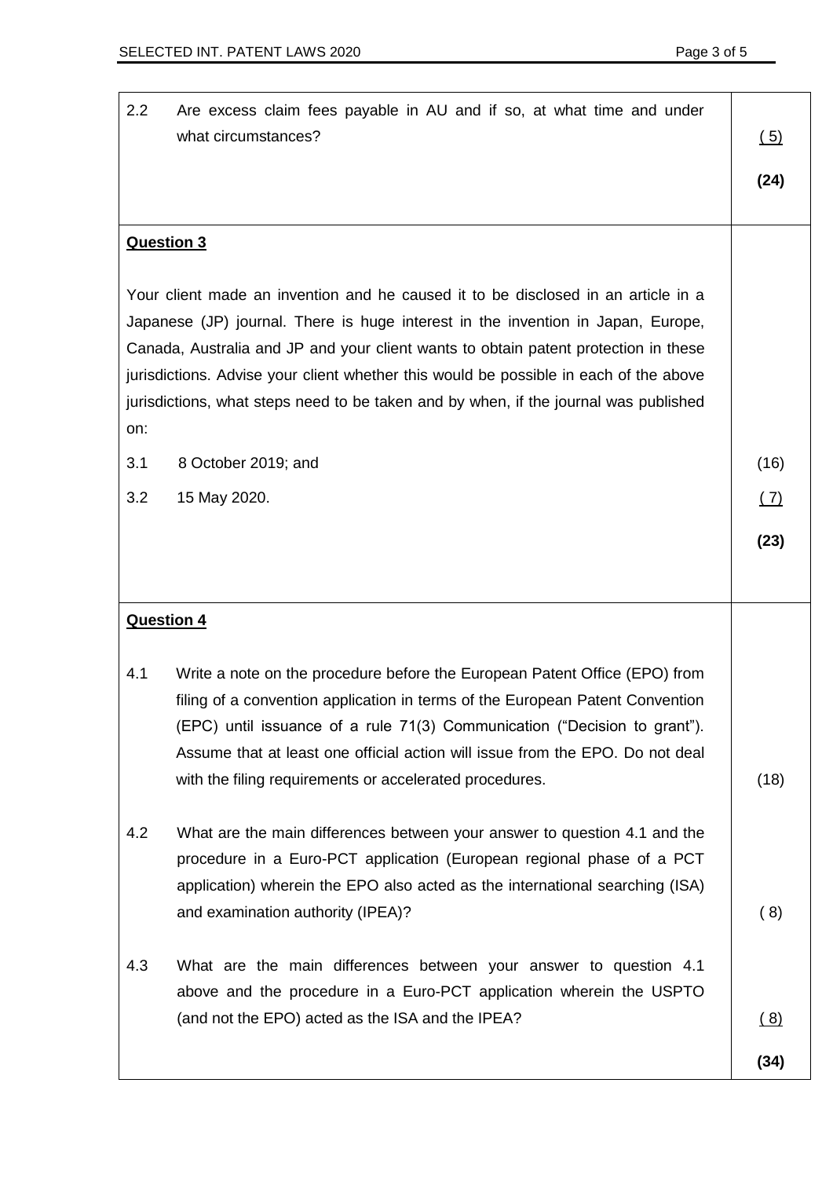2.2 Are excess claim fees payable in AU and if so, at what time and under what circumstances? ( 5)

**(24)**

**Question 3**

Your client made an invention and he caused it to be disclosed in an article in a Japanese (JP) journal. There is huge interest in the invention in Japan, Europe, Canada, Australia and JP and your client wants to obtain patent protection in these jurisdictions. Advise your client whether this would be possible in each of the above jurisdictions, what steps need to be taken and by when, if the journal was published on:

3.1 8 October 2019; and (16)

3.2 15 May 2020. ( 7)

**(23)**

**Question 4**

4.1 Write a note on the procedure before the European Patent Office (EPO) from filing of a convention application in terms of the European Patent Convention (EPC) until issuance of a rule 71(3) Communication ("Decision to grant"). Assume that at least one official action will issue from the EPO. Do not deal with the filing requirements or accelerated procedures. (18)

4.2 What are the main differences between your answer to question 4.1 and the procedure in a Euro-PCT application (European regional phase of a PCT application) wherein the EPO also acted as the international searching (ISA) and examination authority (IPEA)? ( 8)

4.3 What are the main differences between your answer to question 4.1 above and the procedure in a Euro-PCT application wherein the USPTO (and not the EPO) acted as the ISA and the IPEA? ( 8)

**(34)**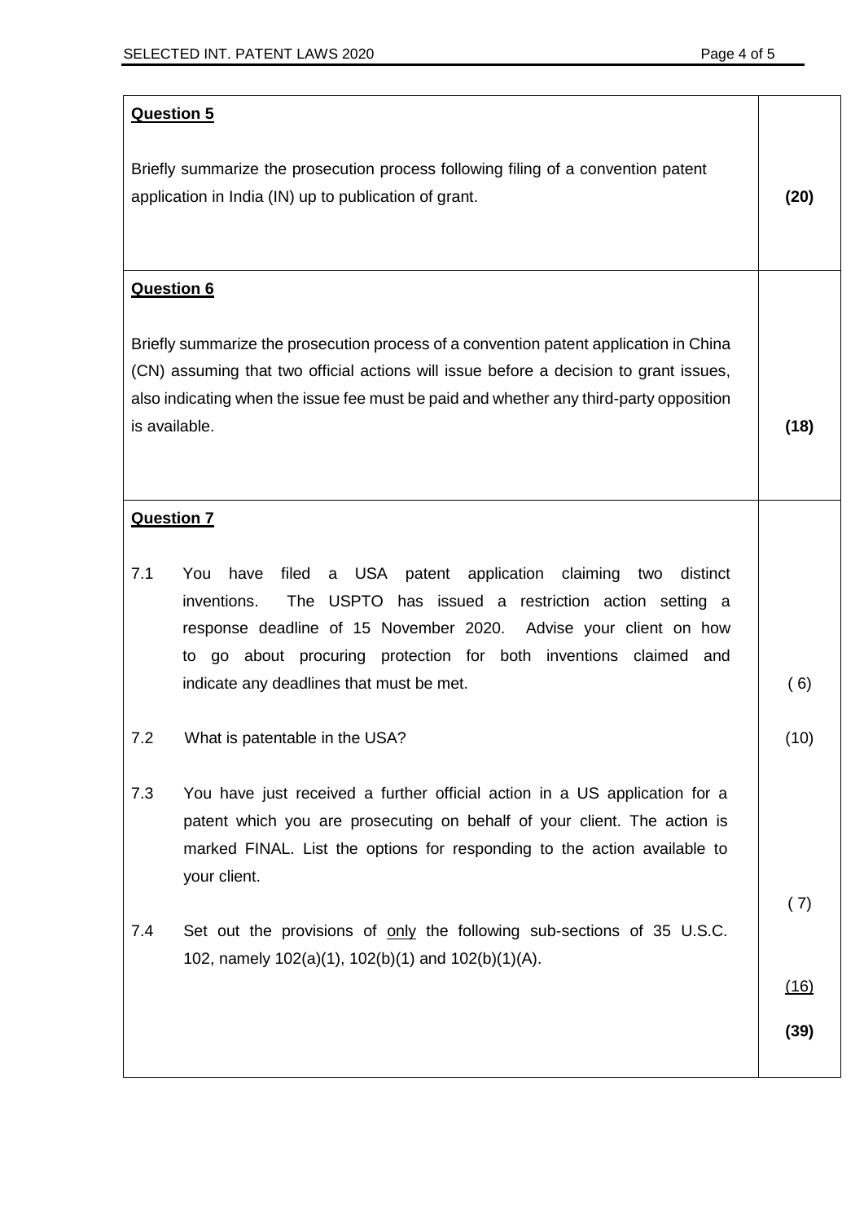**Question 5**

Briefly summarize the prosecution process following filing of a convention patent application in India (IN) up to publication of grant. **(20)**

**Question 6**

Briefly summarize the prosecution process of a convention patent application in China (CN) assuming that two official actions will issue before a decision to grant issues, also indicating when the issue fee must be paid and whether any third-party opposition is available. **(18)**

**Question 7**

7.1 You have filed a USA patent application claiming two distinct inventions. The USPTO has issued a restriction action setting a response deadline of 15 November 2020. Advise your client on how to go about procuring protection for both inventions claimed and indicate any deadlines that must be met. ( 6)

7.2 What is patentable in the USA? (10)

7.3 You have just received a further official action in a US application for a patent which you are prosecuting on behalf of your client. The action is marked FINAL. List the options for responding to the action available to your client. ( 7)

7.4 Set out the provisions of <u>only</u> the following sub-sections of 35 U.S.C. 102, namely 102(a)(1), 102(b)(1) and 102(b)(1)(A). (16)

**(39)**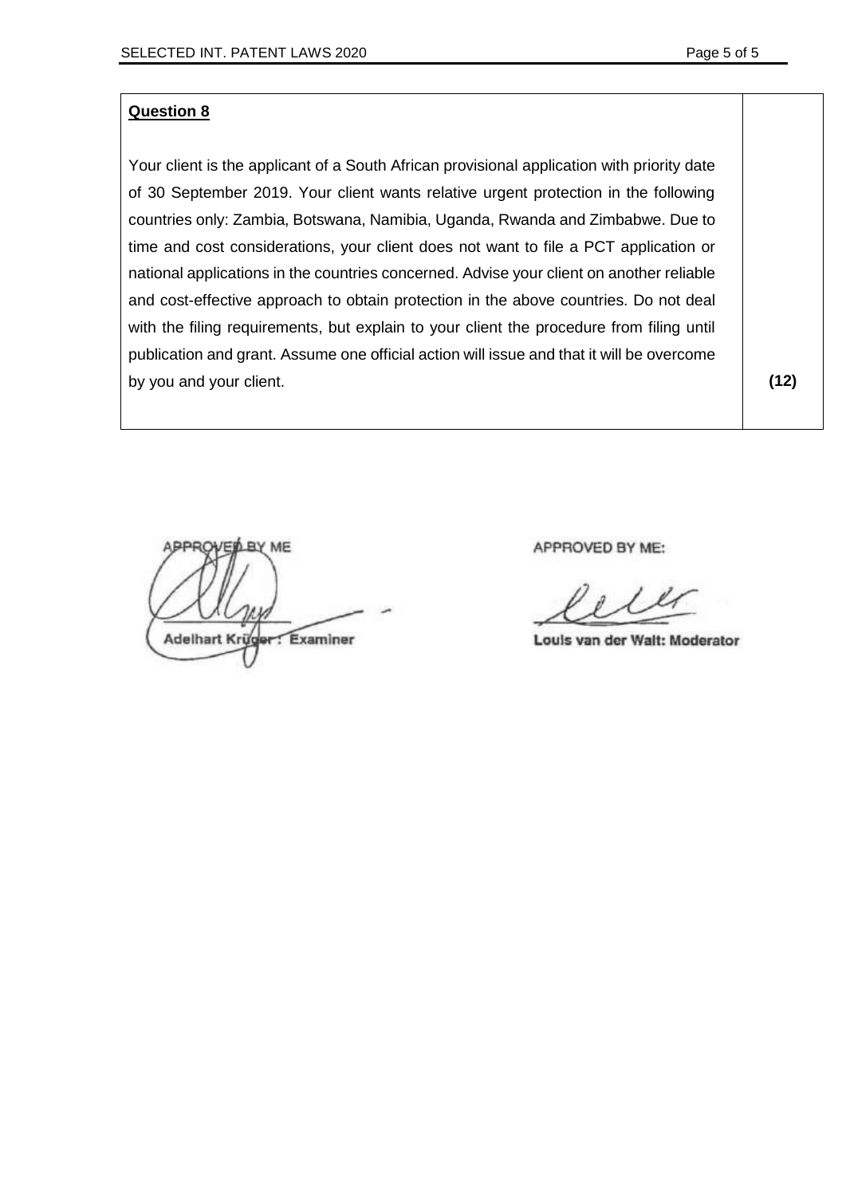**Question 8**

Your client is the applicant of a South African provisional application with priority date of 30 September 2019. Your client wants relative urgent protection in the following countries only: Zambia, Botswana, Namibia, Uganda, Rwanda and Zimbabwe. Due to time and cost considerations, your client does not want to file a PCT application or national applications in the countries concerned. Advise your client on another reliable and cost-effective approach to obtain protection in the above countries. Do not deal with the filing requirements, but explain to your client the procedure from filing until publication and grant. Assume one official action will issue and that it will be overcome by you and your client. **(12)**

APPROVED BY ME

Adelhart Krüger : Examiner

APPROVED BY ME:

Louis van der Walt: Moderator